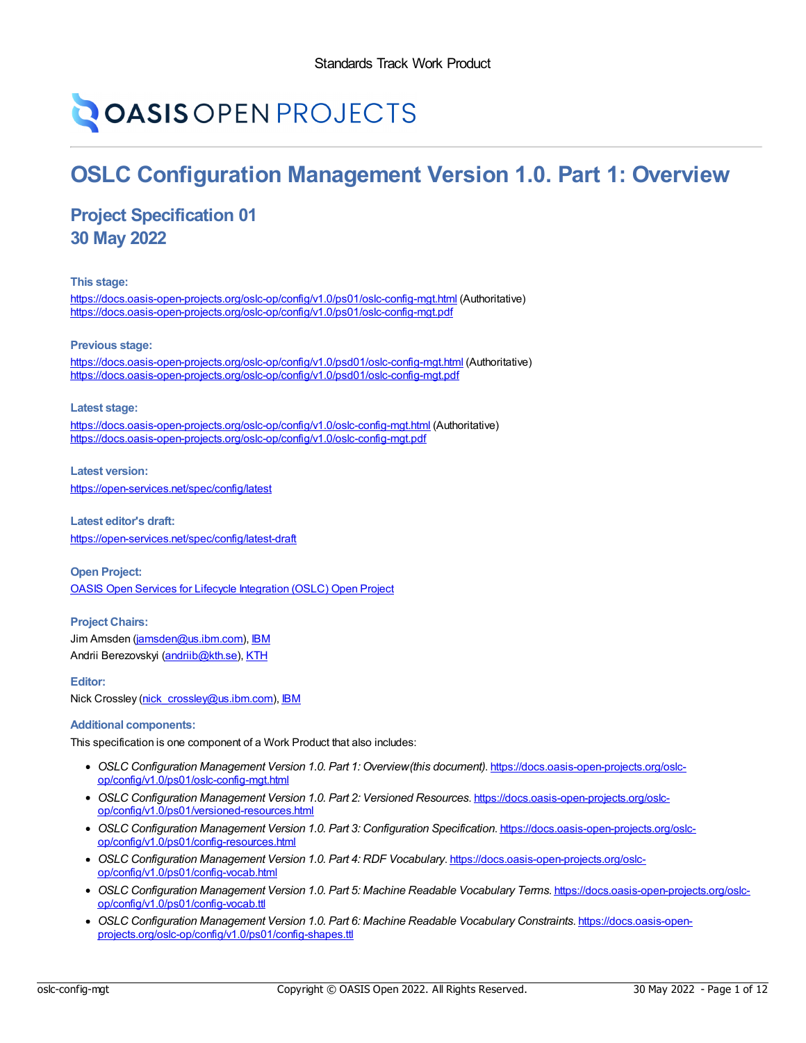Standards Track Work Product

# OSLC Configuration Management Version 1.0. Part 1: Overview

## Project Specification 01
## 30 May 2022

**This stage:**

https://docs.oasis-open-projects.org/oslc-op/config/v1.0/ps01/oslc-config-mgt.html (Authoritative)
https://docs.oasis-open-projects.org/oslc-op/config/v1.0/ps01/oslc-config-mgt.pdf

**Previous stage:**

https://docs.oasis-open-projects.org/oslc-op/config/v1.0/psd01/oslc-config-mgt.html (Authoritative)
https://docs.oasis-open-projects.org/oslc-op/config/v1.0/psd01/oslc-config-mgt.pdf

**Latest stage:**

https://docs.oasis-open-projects.org/oslc-op/config/v1.0/oslc-config-mgt.html (Authoritative)
https://docs.oasis-open-projects.org/oslc-op/config/v1.0/oslc-config-mgt.pdf

**Latest version:**

https://open-services.net/spec/config/latest

**Latest editor's draft:**

https://open-services.net/spec/config/latest-draft

**Open Project:**

OASIS Open Services for Lifecycle Integration (OSLC) Open Project

**Project Chairs:**

Jim Amsden (jamsden@us.ibm.com), IBM
Andrii Berezovskyi (andriib@kth.se), KTH

**Editor:**

Nick Crossley (nick_crossley@us.ibm.com), IBM

**Additional components:**

This specification is one component of a Work Product that also includes:

- *OSLC Configuration Management Version 1.0. Part 1: Overview(this document).* https://docs.oasis-open-projects.org/oslc-op/config/v1.0/ps01/oslc-config-mgt.html
- *OSLC Configuration Management Version 1.0. Part 2: Versioned Resources.* https://docs.oasis-open-projects.org/oslc-op/config/v1.0/ps01/versioned-resources.html
- *OSLC Configuration Management Version 1.0. Part 3: Configuration Specification.* https://docs.oasis-open-projects.org/oslc-op/config/v1.0/ps01/config-resources.html
- *OSLC Configuration Management Version 1.0. Part 4: RDF Vocabulary.* https://docs.oasis-open-projects.org/oslc-op/config/v1.0/ps01/config-vocab.html
- *OSLC Configuration Management Version 1.0. Part 5: Machine Readable Vocabulary Terms.* https://docs.oasis-open-projects.org/oslc-op/config/v1.0/ps01/config-vocab.ttl
- *OSLC Configuration Management Version 1.0. Part 6: Machine Readable Vocabulary Constraints.* https://docs.oasis-open-projects.org/oslc-op/config/v1.0/ps01/config-shapes.ttl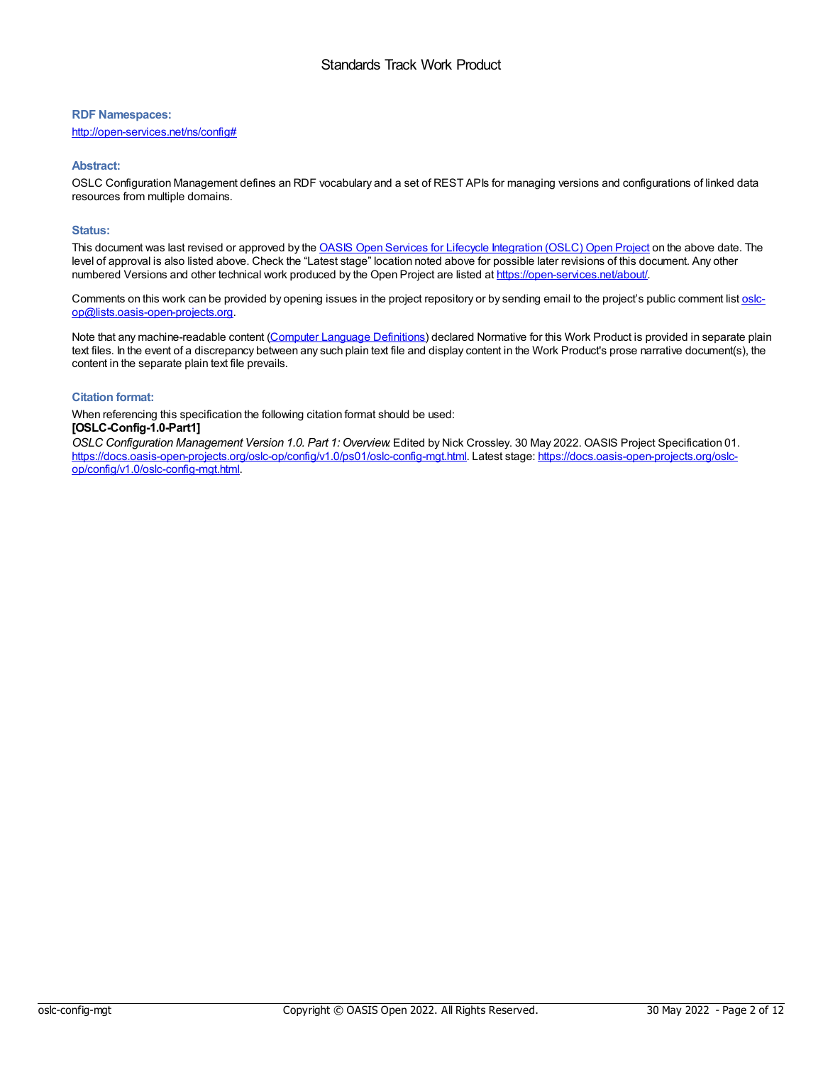#### RDF Namespaces:

http://open-services.net/ns/config#

#### Abstract:

OSLC Configuration Management defines an RDF vocabulary and a set of REST APIs for managing versions and configurations of linked data resources from multiple domains.

#### Status:

This document was last revised or approved by the OASIS Open Services for Lifecycle Integration (OSLC) Open Project on the above date. The level of approval is also listed above. Check the “Latest stage” location noted above for possible later revisions of this document. Any other numbered Versions and other technical work produced by the Open Project are listed at https://open-services.net/about/.

Comments on this work can be provided by opening issues in the project repository or by sending email to the project’s public comment list oslc-op@lists.oasis-open-projects.org.

Note that any machine-readable content (Computer Language Definitions) declared Normative for this Work Product is provided in separate plain text files. In the event of a discrepancy between any such plain text file and display content in the Work Product's prose narrative document(s), the content in the separate plain text file prevails.

#### Citation format:

When referencing this specification the following citation format should be used:
**[OSLC-Config-1.0-Part1]**
*OSLC Configuration Management Version 1.0. Part 1: Overview.* Edited by Nick Crossley. 30 May 2022. OASIS Project Specification 01. https://docs.oasis-open-projects.org/oslc-op/config/v1.0/ps01/oslc-config-mgt.html. Latest stage: https://docs.oasis-open-projects.org/oslc-op/config/v1.0/oslc-config-mgt.html.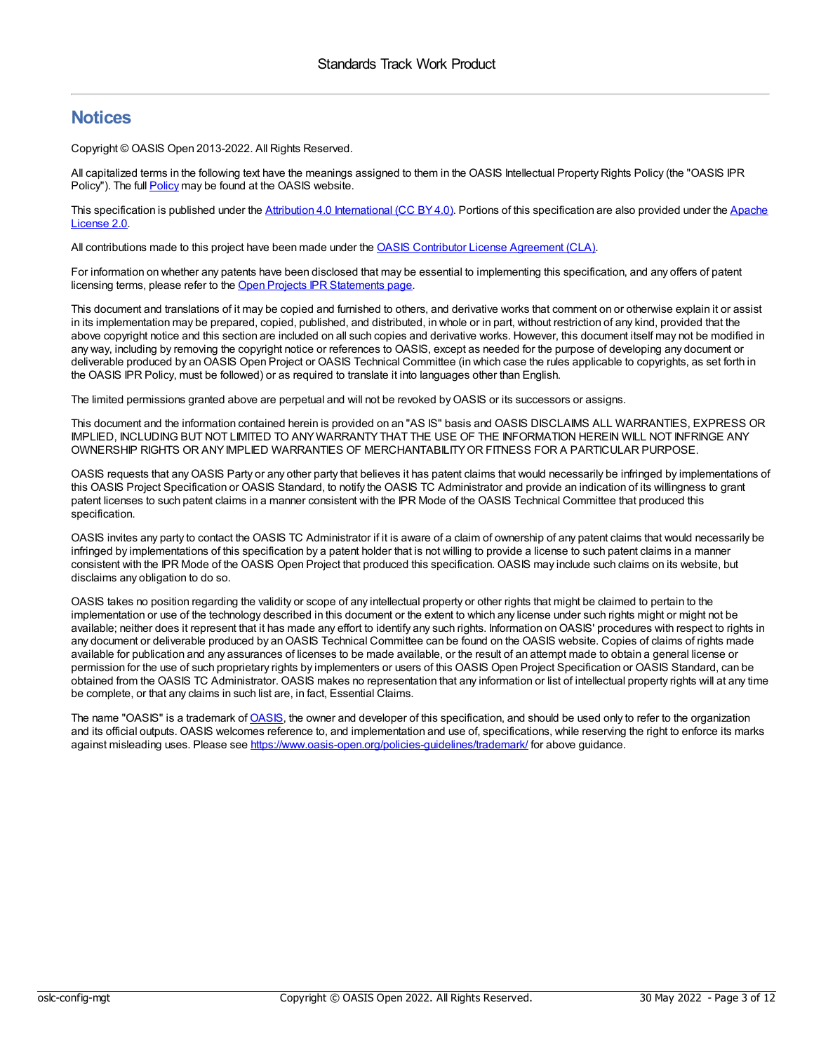## Notices

Copyright © OASIS Open 2013-2022. All Rights Reserved.

All capitalized terms in the following text have the meanings assigned to them in the OASIS Intellectual Property Rights Policy (the "OASIS IPR Policy"). The full Policy may be found at the OASIS website.

This specification is published under the Attribution 4.0 International (CC BY 4.0). Portions of this specification are also provided under the Apache License 2.0.

All contributions made to this project have been made under the OASIS Contributor License Agreement (CLA).

For information on whether any patents have been disclosed that may be essential to implementing this specification, and any offers of patent licensing terms, please refer to the Open Projects IPR Statements page.

This document and translations of it may be copied and furnished to others, and derivative works that comment on or otherwise explain it or assist in its implementation may be prepared, copied, published, and distributed, in whole or in part, without restriction of any kind, provided that the above copyright notice and this section are included on all such copies and derivative works. However, this document itself may not be modified in any way, including by removing the copyright notice or references to OASIS, except as needed for the purpose of developing any document or deliverable produced by an OASIS Open Project or OASIS Technical Committee (in which case the rules applicable to copyrights, as set forth in the OASIS IPR Policy, must be followed) or as required to translate it into languages other than English.

The limited permissions granted above are perpetual and will not be revoked by OASIS or its successors or assigns.

This document and the information contained herein is provided on an "AS IS" basis and OASIS DISCLAIMS ALL WARRANTIES, EXPRESS OR IMPLIED, INCLUDING BUT NOT LIMITED TO ANY WARRANTY THAT THE USE OF THE INFORMATION HEREIN WILL NOT INFRINGE ANY OWNERSHIP RIGHTS OR ANY IMPLIED WARRANTIES OF MERCHANTABILITY OR FITNESS FOR A PARTICULAR PURPOSE.

OASIS requests that any OASIS Party or any other party that believes it has patent claims that would necessarily be infringed by implementations of this OASIS Project Specification or OASIS Standard, to notify the OASIS TC Administrator and provide an indication of its willingness to grant patent licenses to such patent claims in a manner consistent with the IPR Mode of the OASIS Technical Committee that produced this specification.

OASIS invites any party to contact the OASIS TC Administrator if it is aware of a claim of ownership of any patent claims that would necessarily be infringed by implementations of this specification by a patent holder that is not willing to provide a license to such patent claims in a manner consistent with the IPR Mode of the OASIS Open Project that produced this specification. OASIS may include such claims on its website, but disclaims any obligation to do so.

OASIS takes no position regarding the validity or scope of any intellectual property or other rights that might be claimed to pertain to the implementation or use of the technology described in this document or the extent to which any license under such rights might or might not be available; neither does it represent that it has made any effort to identify any such rights. Information on OASIS' procedures with respect to rights in any document or deliverable produced by an OASIS Technical Committee can be found on the OASIS website. Copies of claims of rights made available for publication and any assurances of licenses to be made available, or the result of an attempt made to obtain a general license or permission for the use of such proprietary rights by implementers or users of this OASIS Open Project Specification or OASIS Standard, can be obtained from the OASIS TC Administrator. OASIS makes no representation that any information or list of intellectual property rights will at any time be complete, or that any claims in such list are, in fact, Essential Claims.

The name "OASIS" is a trademark of OASIS, the owner and developer of this specification, and should be used only to refer to the organization and its official outputs. OASIS welcomes reference to, and implementation and use of, specifications, while reserving the right to enforce its marks against misleading uses. Please see https://www.oasis-open.org/policies-guidelines/trademark/ for above guidance.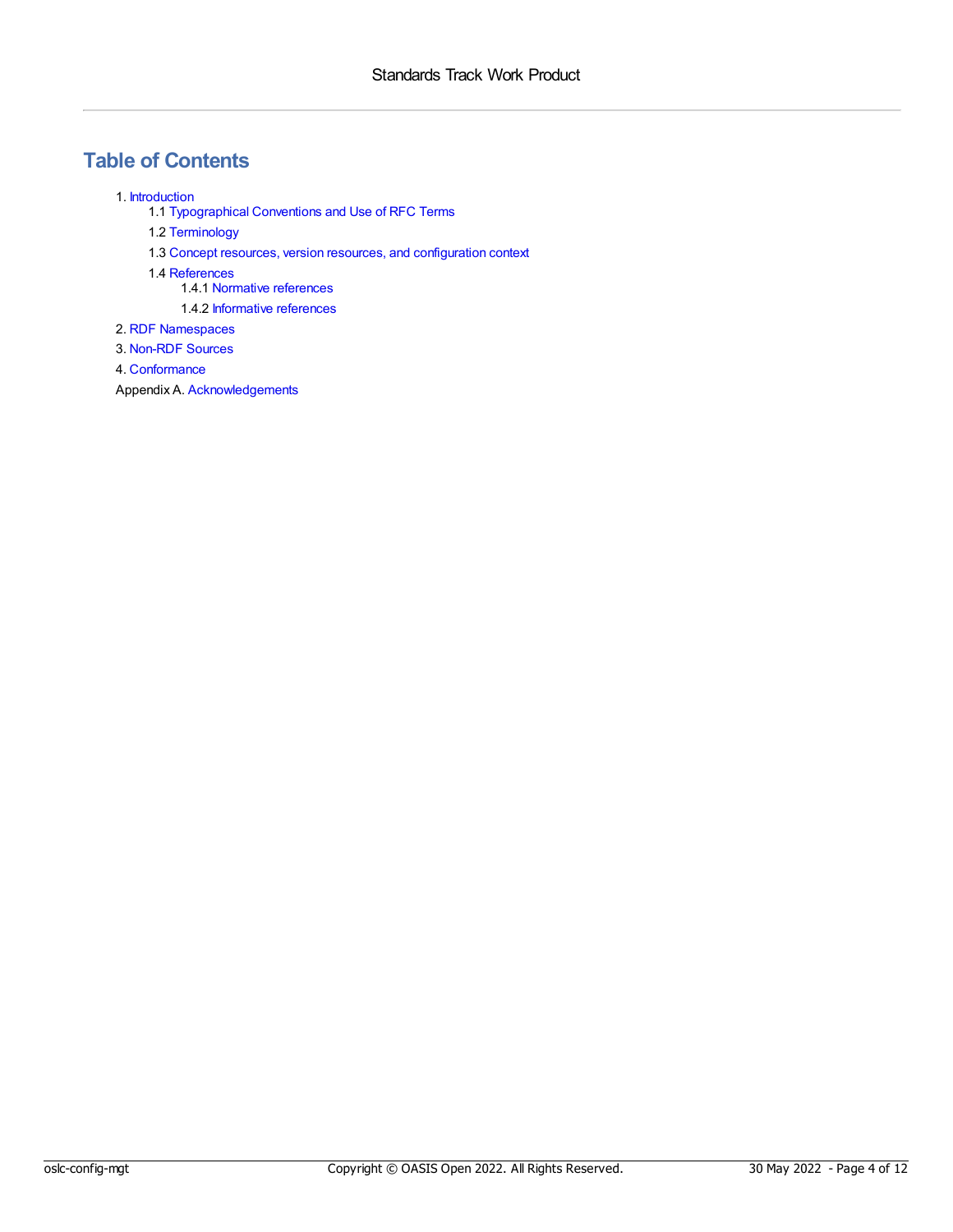# Table of Contents

1. Introduction
   - 1.1 Typographical Conventions and Use of RFC Terms
   - 1.2 Terminology
   - 1.3 Concept resources, version resources, and configuration context
   - 1.4 References
     - 1.4.1 Normative references
     - 1.4.2 Informative references
2. RDF Namespaces
3. Non-RDF Sources
4. Conformance

Appendix A. Acknowledgements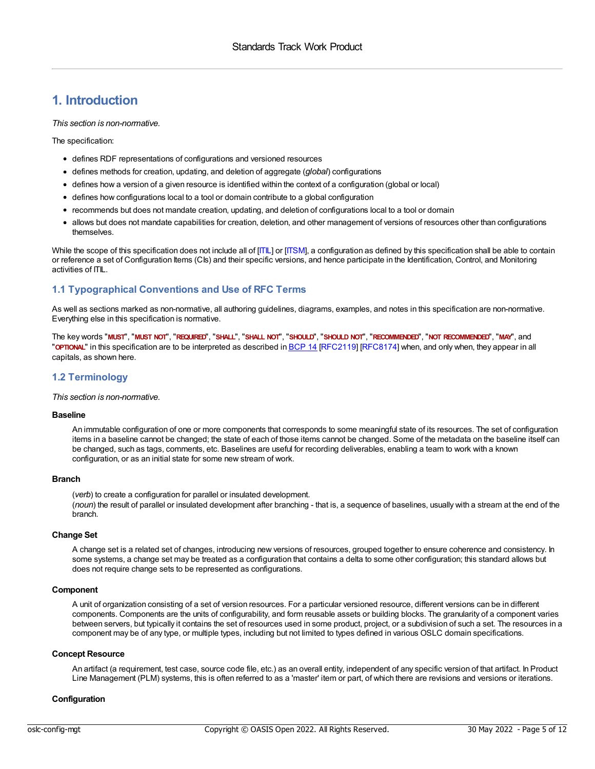# 1. Introduction

*This section is non-normative.*

The specification:

- defines RDF representations of configurations and versioned resources
- defines methods for creation, updating, and deletion of aggregate (*global*) configurations
- defines how a version of a given resource is identified within the context of a configuration (global or local)
- defines how configurations local to a tool or domain contribute to a global configuration
- recommends but does not mandate creation, updating, and deletion of configurations local to a tool or domain
- allows but does not mandate capabilities for creation, deletion, and other management of versions of resources other than configurations themselves.

While the scope of this specification does not include all of [ITIL] or [ITSM], a configuration as defined by this specification shall be able to contain or reference a set of Configuration Items (CIs) and their specific versions, and hence participate in the Identification, Control, and Monitoring activities of ITIL.

## 1.1 Typographical Conventions and Use of RFC Terms

As well as sections marked as non-normative, all authoring guidelines, diagrams, examples, and notes in this specification are non-normative. Everything else in this specification is normative.

The key words "**MUST**", "**MUST NOT**", "**REQUIRED**", "**SHALL**", "**SHALL NOT**", "**SHOULD**", "**SHOULD NOT**", "**RECOMMENDED**", "**NOT RECOMMENDED**", "**MAY**", and "**OPTIONAL**" in this specification are to be interpreted as described in BCP 14 [RFC2119] [RFC8174] when, and only when, they appear in all capitals, as shown here.

## 1.2 Terminology

*This section is non-normative.*

**Baseline**

An immutable configuration of one or more components that corresponds to some meaningful state of its resources. The set of configuration items in a baseline cannot be changed; the state of each of those items cannot be changed. Some of the metadata on the baseline itself can be changed, such as tags, comments, etc. Baselines are useful for recording deliverables, enabling a team to work with a known configuration, or as an initial state for some new stream of work.

**Branch**

(*verb*) to create a configuration for parallel or insulated development.
(*noun*) the result of parallel or insulated development after branching - that is, a sequence of baselines, usually with a stream at the end of the branch.

**Change Set**

A change set is a related set of changes, introducing new versions of resources, grouped together to ensure coherence and consistency. In some systems, a change set may be treated as a configuration that contains a delta to some other configuration; this standard allows but does not require change sets to be represented as configurations.

**Component**

A unit of organization consisting of a set of version resources. For a particular versioned resource, different versions can be in different components. Components are the units of configurability, and form reusable assets or building blocks. The granularity of a component varies between servers, but typically it contains the set of resources used in some product, project, or a subdivision of such a set. The resources in a component may be of any type, or multiple types, including but not limited to types defined in various OSLC domain specifications.

**Concept Resource**

An artifact (a requirement, test case, source code file, etc.) as an overall entity, independent of any specific version of that artifact. In Product Line Management (PLM) systems, this is often referred to as a 'master' item or part, of which there are revisions and versions or iterations.

**Configuration**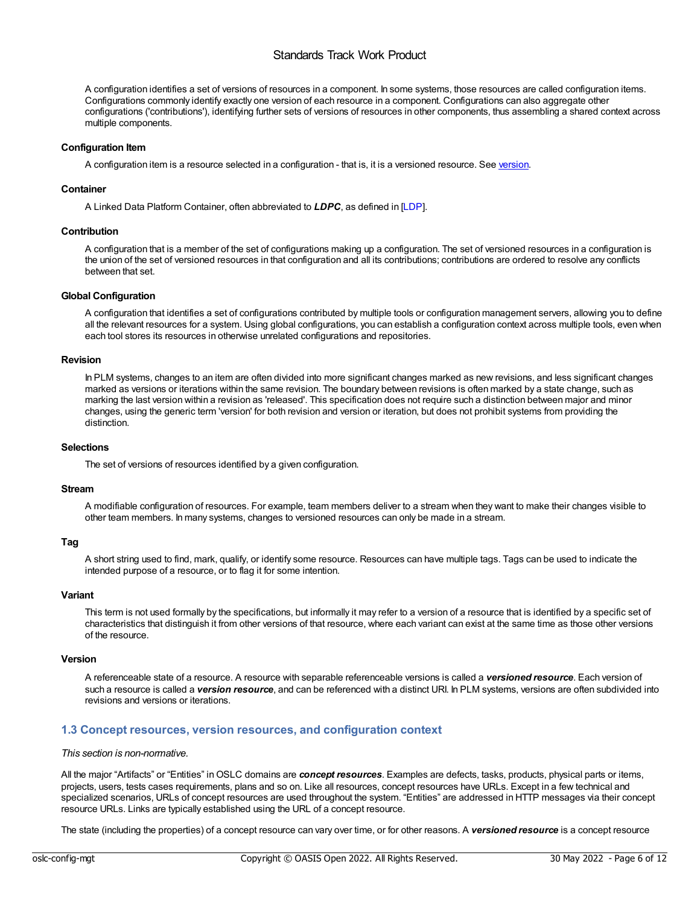A configuration identifies a set of versions of resources in a component. In some systems, those resources are called configuration items. Configurations commonly identify exactly one version of each resource in a component. Configurations can also aggregate other configurations ('contributions'), identifying further sets of versions of resources in other components, thus assembling a shared context across multiple components.

**Configuration Item**

A configuration item is a resource selected in a configuration - that is, it is a versioned resource. See version.

**Container**

A Linked Data Platform Container, often abbreviated to ***LDPC***, as defined in [LDP].

**Contribution**

A configuration that is a member of the set of configurations making up a configuration. The set of versioned resources in a configuration is the union of the set of versioned resources in that configuration and all its contributions; contributions are ordered to resolve any conflicts between that set.

**Global Configuration**

A configuration that identifies a set of configurations contributed by multiple tools or configuration management servers, allowing you to define all the relevant resources for a system. Using global configurations, you can establish a configuration context across multiple tools, even when each tool stores its resources in otherwise unrelated configurations and repositories.

**Revision**

In PLM systems, changes to an item are often divided into more significant changes marked as new revisions, and less significant changes marked as versions or iterations within the same revision. The boundary between revisions is often marked by a state change, such as marking the last version within a revision as 'released'. This specification does not require such a distinction between major and minor changes, using the generic term 'version' for both revision and version or iteration, but does not prohibit systems from providing the distinction.

**Selections**

The set of versions of resources identified by a given configuration.

**Stream**

A modifiable configuration of resources. For example, team members deliver to a stream when they want to make their changes visible to other team members. In many systems, changes to versioned resources can only be made in a stream.

**Tag**

A short string used to find, mark, qualify, or identify some resource. Resources can have multiple tags. Tags can be used to indicate the intended purpose of a resource, or to flag it for some intention.

**Variant**

This term is not used formally by the specifications, but informally it may refer to a version of a resource that is identified by a specific set of characteristics that distinguish it from other versions of that resource, where each variant can exist at the same time as those other versions of the resource.

**Version**

A referenceable state of a resource. A resource with separable referenceable versions is called a ***versioned resource***. Each version of such a resource is called a ***version resource***, and can be referenced with a distinct URI. In PLM systems, versions are often subdivided into revisions and versions or iterations.

## 1.3 Concept resources, version resources, and configuration context

*This section is non-normative.*

All the major “Artifacts” or “Entities” in OSLC domains are ***concept resources***. Examples are defects, tasks, products, physical parts or items, projects, users, tests cases requirements, plans and so on. Like all resources, concept resources have URLs. Except in a few technical and specialized scenarios, URLs of concept resources are used throughout the system. “Entities” are addressed in HTTP messages via their concept resource URLs. Links are typically established using the URL of a concept resource.

The state (including the properties) of a concept resource can vary over time, or for other reasons. A ***versioned resource*** is a concept resource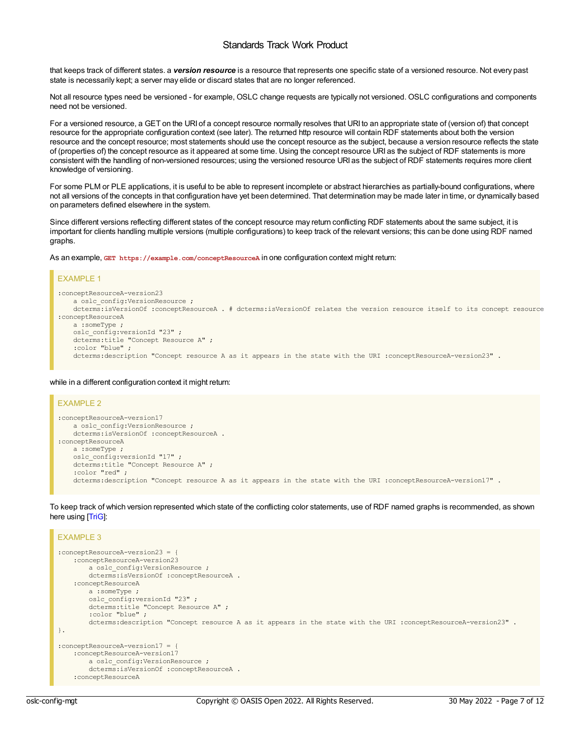that keeps track of different states. a ***version resource*** is a resource that represents one specific state of a versioned resource. Not every past state is necessarily kept; a server may elide or discard states that are no longer referenced.

Not all resource types need be versioned - for example, OSLC change requests are typically not versioned. OSLC configurations and components need not be versioned.

For a versioned resource, a GET on the URI of a concept resource normally resolves that URI to an appropriate state of (version of) that concept resource for the appropriate configuration context (see later). The returned http resource will contain RDF statements about both the version resource and the concept resource; most statements should use the concept resource as the subject, because a version resource reflects the state of (properties of) the concept resource as it appeared at some time. Using the concept resource URI as the subject of RDF statements is more consistent with the handling of non-versioned resources; using the versioned resource URI as the subject of RDF statements requires more client knowledge of versioning.

For some PLM or PLE applications, it is useful to be able to represent incomplete or abstract hierarchies as partially-bound configurations, where not all versions of the concepts in that configuration have yet been determined. That determination may be made later in time, or dynamically based on parameters defined elsewhere in the system.

Since different versions reflecting different states of the concept resource may return conflicting RDF statements about the same subject, it is important for clients handling multiple versions (multiple configurations) to keep track of the relevant versions; this can be done using RDF named graphs.

As an example, `GET https://example.com/conceptResourceA` in one configuration context might return:

EXAMPLE 1

```
:conceptResourceA-version23
    a oslc_config:VersionResource ;
    dcterms:isVersionOf :conceptResourceA . # dcterms:isVersionOf relates the version resource itself to its concept resource
:conceptResourceA
    a :someType ;
    oslc_config:versionId "23" ;
    dcterms:title "Concept Resource A" ;
    :color "blue" ;
    dcterms:description "Concept resource A as it appears in the state with the URI :conceptResourceA-version23" .
```

while in a different configuration context it might return:

EXAMPLE 2

```
:conceptResourceA-version17
    a oslc_config:VersionResource ;
    dcterms:isVersionOf :conceptResourceA .
:conceptResourceA
    a :someType ;
    oslc_config:versionId "17" ;
    dcterms:title "Concept Resource A" ;
    :color "red" ;
    dcterms:description "Concept resource A as it appears in the state with the URI :conceptResourceA-version17" .
```

To keep track of which version represented which state of the conflicting color statements, use of RDF named graphs is recommended, as shown here using [TriG]:

EXAMPLE 3

```
:conceptResourceA-version23 = {
    :conceptResourceA-version23
        a oslc_config:VersionResource ;
        dcterms:isVersionOf :conceptResourceA .
    :conceptResourceA
        a :someType ;
        oslc_config:versionId "23" ;
        dcterms:title "Concept Resource A" ;
        :color "blue" ;
        dcterms:description "Concept resource A as it appears in the state with the URI :conceptResourceA-version23" .
}.

:conceptResourceA-version17 = {
    :conceptResourceA-version17
        a oslc_config:VersionResource ;
        dcterms:isVersionOf :conceptResourceA .
    :conceptResourceA
```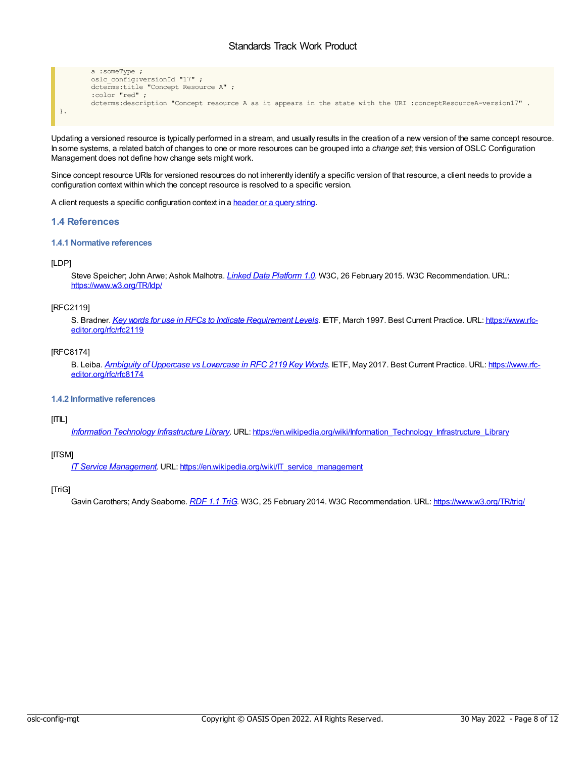```
        a :someType ;
        oslc_config:versionId "17" ;
        dcterms:title "Concept Resource A" ;
        :color "red" ;
        dcterms:description "Concept resource A as it appears in the state with the URI :conceptResourceA-version17" .
}.
```

Updating a versioned resource is typically performed in a stream, and usually results in the creation of a new version of the same concept resource. In some systems, a related batch of changes to one or more resources can be grouped into a *change set*; this version of OSLC Configuration Management does not define how change sets might work.

Since concept resource URIs for versioned resources do not inherently identify a specific version of that resource, a client needs to provide a configuration context within which the concept resource is resolved to a specific version.

A client requests a specific configuration context in a [header or a query string](#).

## 1.4 References

### 1.4.1 Normative references

[LDP]

Steve Speicher; John Arwe; Ashok Malhotra. [*Linked Data Platform 1.0*](https://www.w3.org/TR/ldp/). W3C, 26 February 2015. W3C Recommendation. URL: https://www.w3.org/TR/ldp/

[RFC2119]

S. Bradner. [*Key words for use in RFCs to Indicate Requirement Levels*](https://www.rfc-editor.org/rfc/rfc2119). IETF, March 1997. Best Current Practice. URL: https://www.rfc-editor.org/rfc/rfc2119

[RFC8174]

B. Leiba. [*Ambiguity of Uppercase vs Lowercase in RFC 2119 Key Words*](https://www.rfc-editor.org/rfc/rfc8174). IETF, May 2017. Best Current Practice. URL: https://www.rfc-editor.org/rfc/rfc8174

### 1.4.2 Informative references

[ITIL]

[*Information Technology Infrastructure Library*](https://en.wikipedia.org/wiki/Information_Technology_Infrastructure_Library). URL: https://en.wikipedia.org/wiki/Information_Technology_Infrastructure_Library

[ITSM]

[*IT Service Management*](https://en.wikipedia.org/wiki/IT_service_management). URL: https://en.wikipedia.org/wiki/IT_service_management

[TriG]

Gavin Carothers; Andy Seaborne. [*RDF 1.1 TriG*](https://www.w3.org/TR/trig/). W3C, 25 February 2014. W3C Recommendation. URL: https://www.w3.org/TR/trig/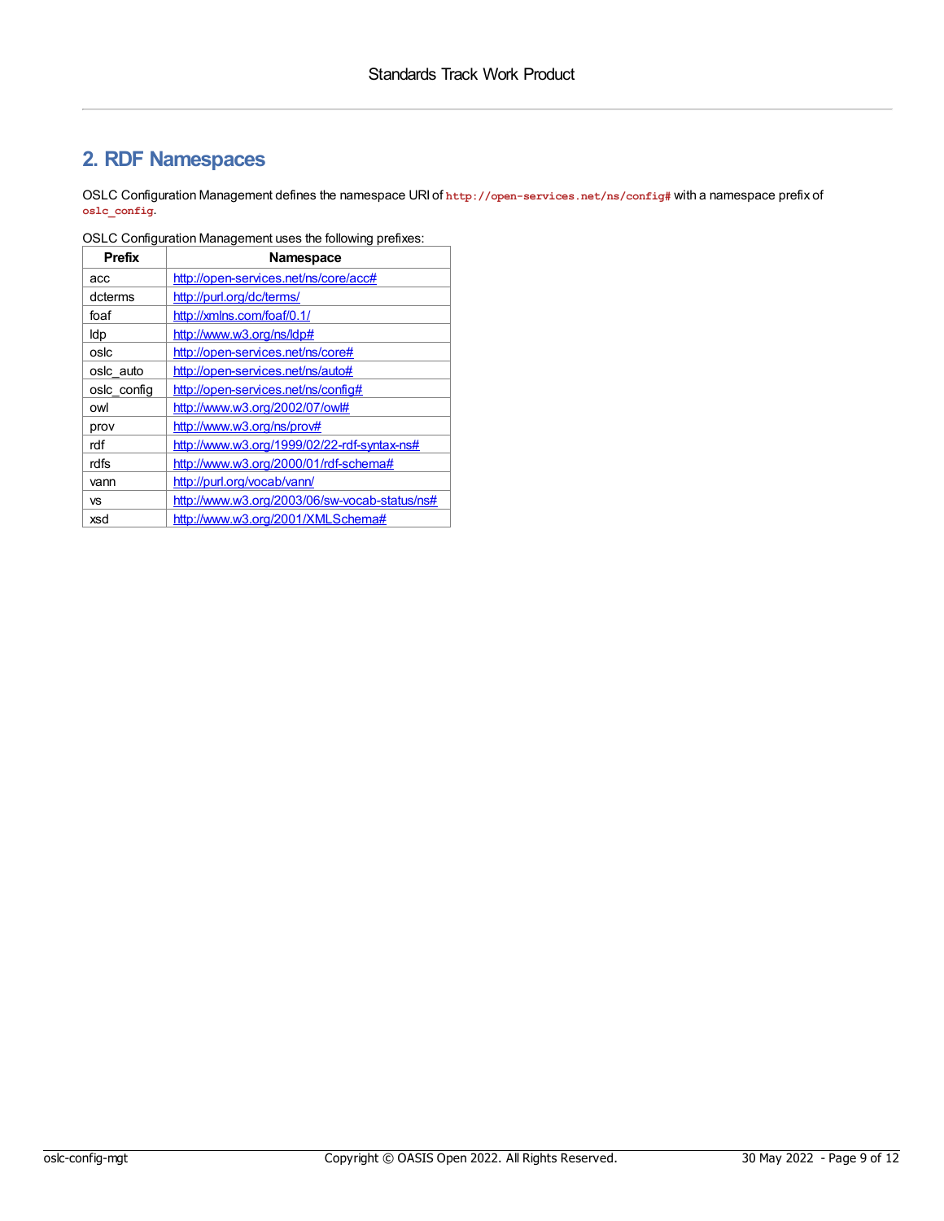## 2. RDF Namespaces

OSLC Configuration Management defines the namespace URI of `http://open-services.net/ns/config#` with a namespace prefix of `oslc_config`.

OSLC Configuration Management uses the following prefixes:

| Prefix | Namespace |
|---|---|
| acc | http://open-services.net/ns/core/acc# |
| dcterms | http://purl.org/dc/terms/ |
| foaf | http://xmlns.com/foaf/0.1/ |
| ldp | http://www.w3.org/ns/ldp# |
| oslc | http://open-services.net/ns/core# |
| oslc_auto | http://open-services.net/ns/auto# |
| oslc_config | http://open-services.net/ns/config# |
| owl | http://www.w3.org/2002/07/owl# |
| prov | http://www.w3.org/ns/prov# |
| rdf | http://www.w3.org/1999/02/22-rdf-syntax-ns# |
| rdfs | http://www.w3.org/2000/01/rdf-schema# |
| vann | http://purl.org/vocab/vann/ |
| vs | http://www.w3.org/2003/06/sw-vocab-status/ns# |
| xsd | http://www.w3.org/2001/XMLSchema# |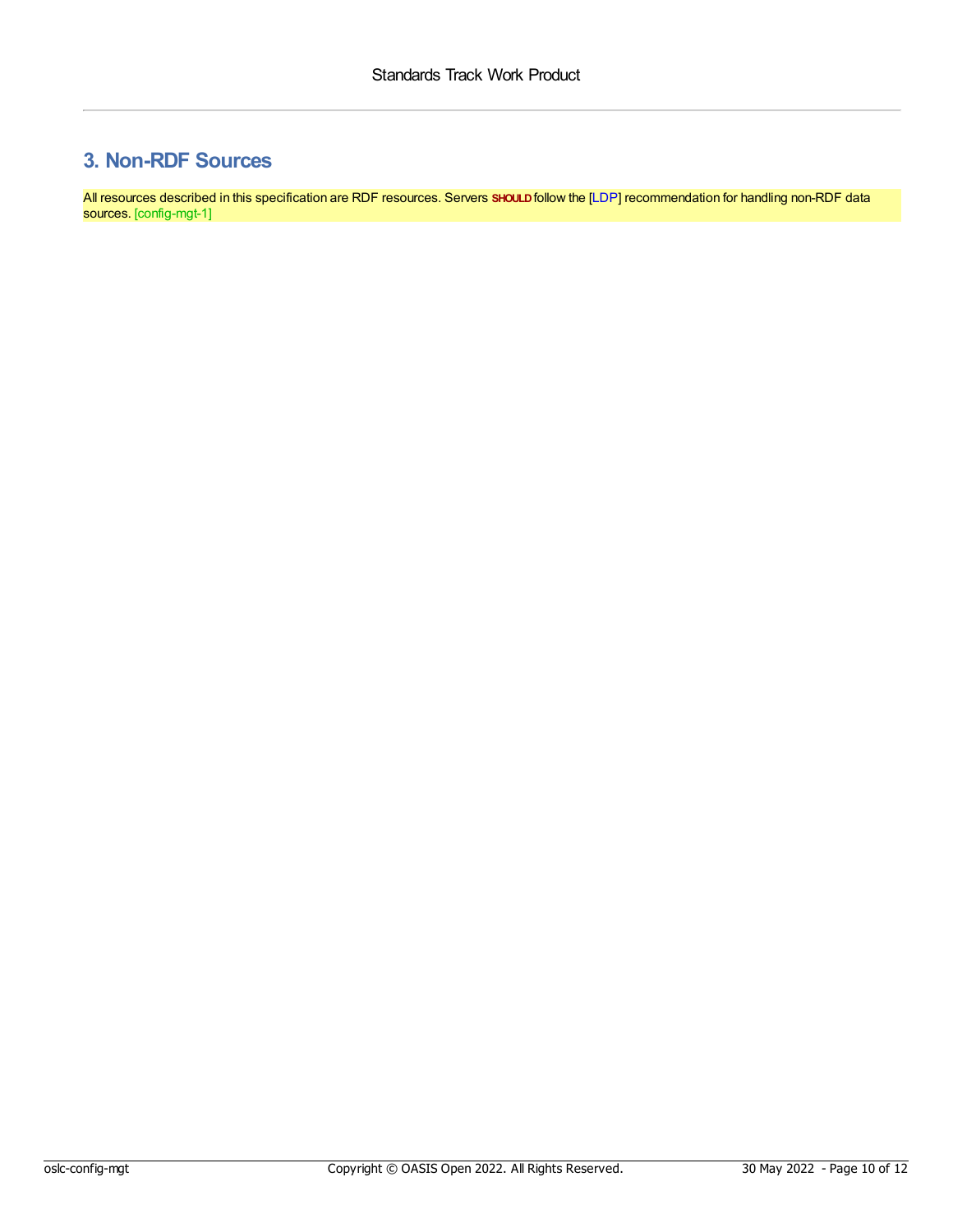## 3. Non-RDF Sources

All resources described in this specification are RDF resources. Servers **SHOULD** follow the [LDP] recommendation for handling non-RDF data sources. [config-mgt-1]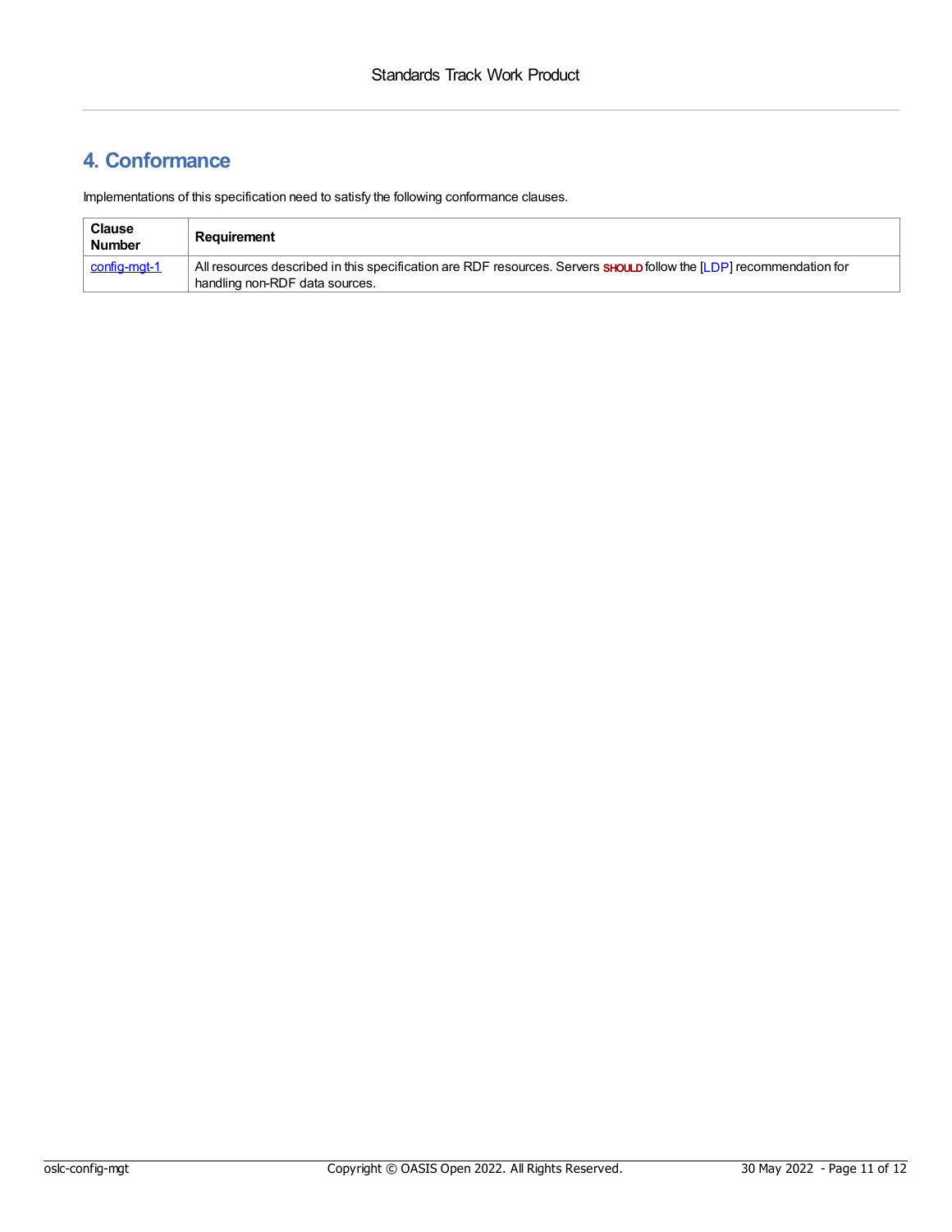# 4. Conformance

Implementations of this specification need to satisfy the following conformance clauses.

| Clause Number | Requirement |
| --- | --- |
| config-mgt-1 | All resources described in this specification are RDF resources. Servers **SHOULD** follow the [LDP] recommendation for handling non-RDF data sources. |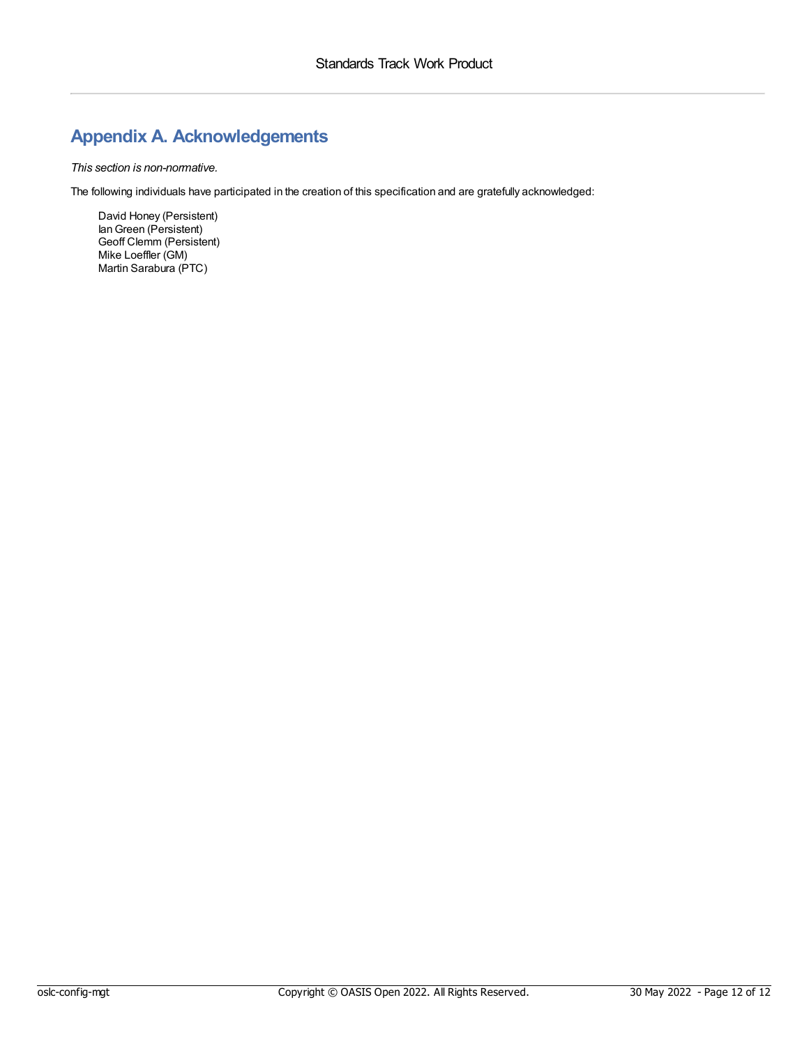# Appendix A. Acknowledgements

*This section is non-normative.*

The following individuals have participated in the creation of this specification and are gratefully acknowledged:

David Honey (Persistent)
Ian Green (Persistent)
Geoff Clemm (Persistent)
Mike Loeffler (GM)
Martin Sarabura (PTC)